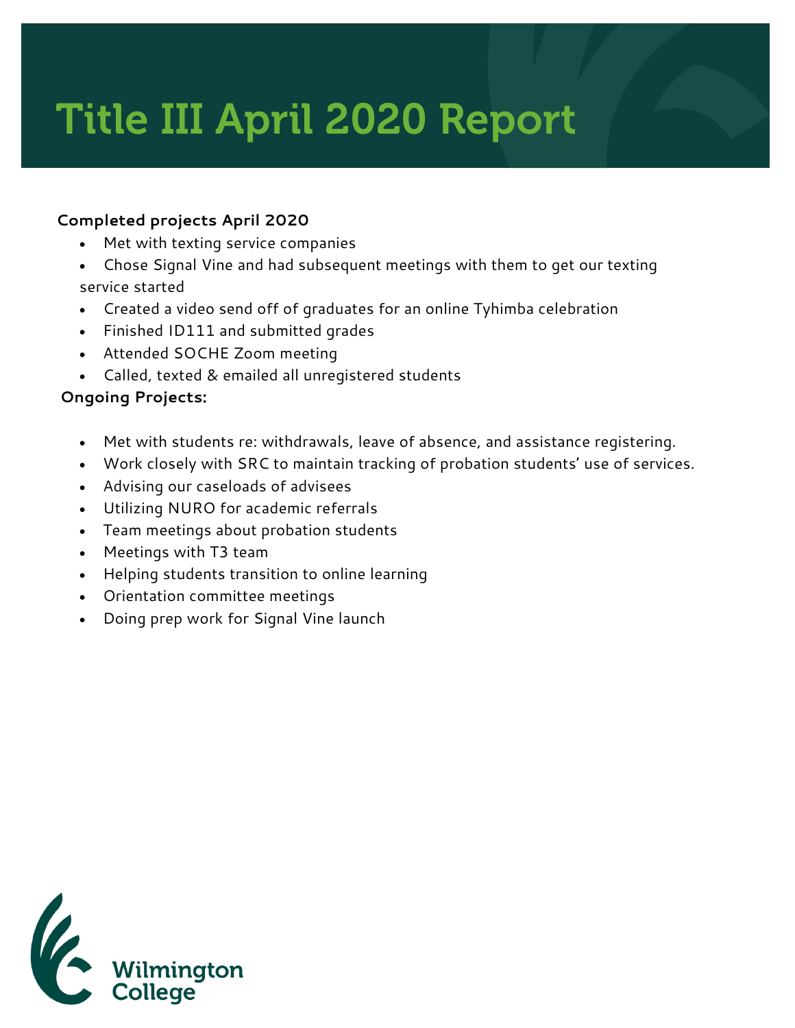# Title III April 2020 Report

**Completed projects April 2020**

- Met with texting service companies
- Chose Signal Vine and had subsequent meetings with them to get our texting service started
- Created a video send off of graduates for an online Tyhimba celebration
- Finished ID111 and submitted grades
- Attended SOCHE Zoom meeting
- Called, texted & emailed all unregistered students

**Ongoing Projects:**

- Met with students re: withdrawals, leave of absence, and assistance registering.
- Work closely with SRC to maintain tracking of probation students' use of services.
- Advising our caseloads of advisees
- Utilizing NURO for academic referrals
- Team meetings about probation students
- Meetings with T3 team
- Helping students transition to online learning
- Orientation committee meetings
- Doing prep work for Signal Vine launch

Wilmington College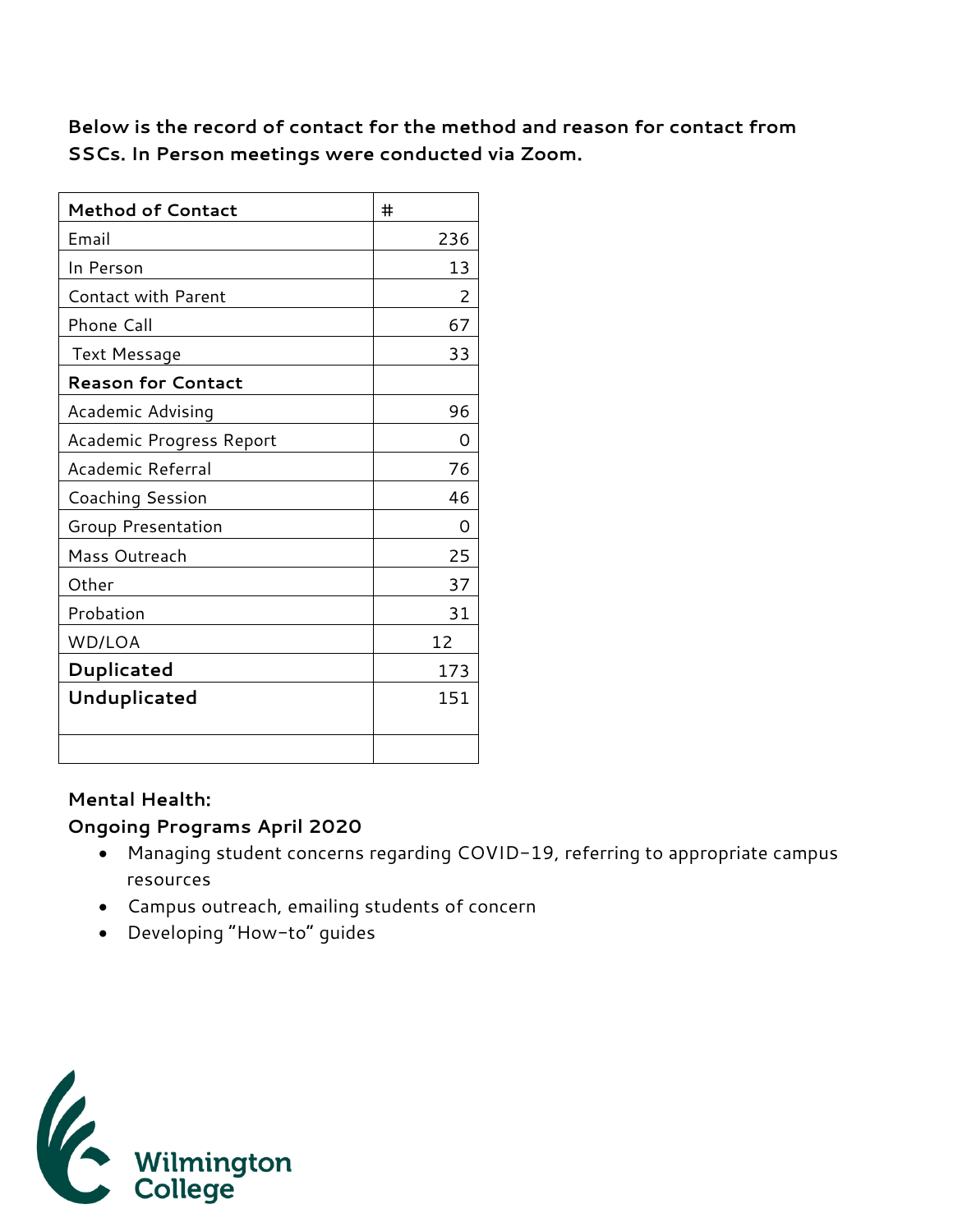**Below is the record of contact for the method and reason for contact from SSCs. In Person meetings were conducted via Zoom.**

| **Method of Contact** | # |
|---|---|
| Email | 236 |
| In Person | 13 |
| Contact with Parent | 2 |
| Phone Call | 67 |
| Text Message | 33 |
| **Reason for Contact** | |
| Academic Advising | 96 |
| Academic Progress Report | 0 |
| Academic Referral | 76 |
| Coaching Session | 46 |
| Group Presentation | 0 |
| Mass Outreach | 25 |
| Other | 37 |
| Probation | 31 |
| WD/LOA | 12 |
| **Duplicated** | 173 |
| **Unduplicated** | 151 |
| | |

**Mental Health:**

**Ongoing Programs April 2020**

- Managing student concerns regarding COVID-19, referring to appropriate campus resources
- Campus outreach, emailing students of concern
- Developing "How-to" guides

Wilmington College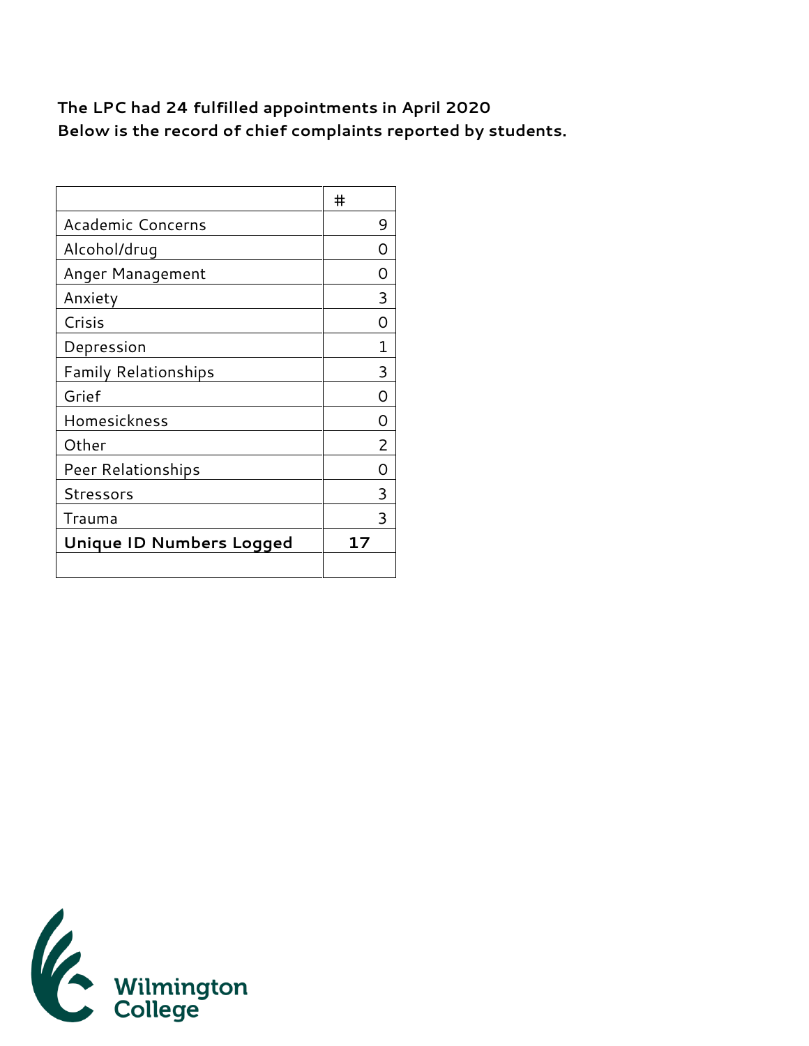**The LPC had 24 fulfilled appointments in April 2020**
**Below is the record of chief complaints reported by students.**

| | # |
|---|---|
| Academic Concerns | 9 |
| Alcohol/drug | 0 |
| Anger Management | 0 |
| Anxiety | 3 |
| Crisis | 0 |
| Depression | 1 |
| Family Relationships | 3 |
| Grief | 0 |
| Homesickness | 0 |
| Other | 2 |
| Peer Relationships | 0 |
| Stressors | 3 |
| Trauma | 3 |
| **Unique ID Numbers Logged** | **17** |
| | |

Wilmington College